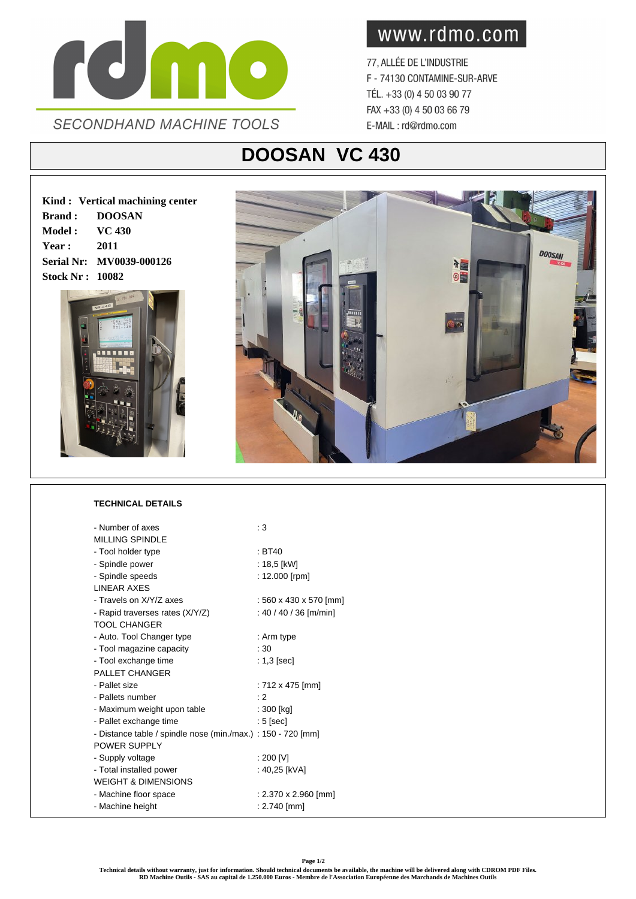rdmo

SECONDHAND MACHINE TOOLS

www.rdmo.com

77, ALLÉE DE L'INDUSTRIE
F - 74130 CONTAMINE-SUR-ARVE
TÉL. +33 (0) 4 50 03 90 77
FAX +33 (0) 4 50 03 66 79
E-MAIL : rd@rdmo.com

# DOOSAN VC 430

**Kind : Vertical machining center**
**Brand : DOOSAN**
**Model : VC 430**
**Year : 2011**
**Serial Nr: MV0039-000126**
**Stock Nr : 10082**

**TECHNICAL DETAILS**

| | |
|---|---|
| - Number of axes | : 3 |
| MILLING SPINDLE | |
| - Tool holder type | : BT40 |
| - Spindle power | : 18,5 [kW] |
| - Spindle speeds | : 12.000 [rpm] |
| LINEAR AXES | |
| - Travels on X/Y/Z axes | : 560 x 430 x 570 [mm] |
| - Rapid traverses rates (X/Y/Z) | : 40 / 40 / 36 [m/min] |
| TOOL CHANGER | |
| - Auto. Tool Changer type | : Arm type |
| - Tool magazine capacity | : 30 |
| - Tool exchange time | : 1,3 [sec] |
| PALLET CHANGER | |
| - Pallet size | : 712 x 475 [mm] |
| - Pallets number | : 2 |
| - Maximum weight upon table | : 300 [kg] |
| - Pallet exchange time | : 5 [sec] |
| - Distance table / spindle nose (min./max.) | : 150 - 720 [mm] |
| POWER SUPPLY | |
| - Supply voltage | : 200 [V] |
| - Total installed power | : 40,25 [kVA] |
| WEIGHT & DIMENSIONS | |
| - Machine floor space | : 2.370 x 2.960 [mm] |
| - Machine height | : 2.740 [mm] |

Technical details without warranty, just for information. Should technical documents be available, the machine will be delivered along with CDROM PDF Files.
RD Machine Outils - SAS au capital de 1.250.000 Euros - Membre de l'Association Européenne des Marchands de Machines Outils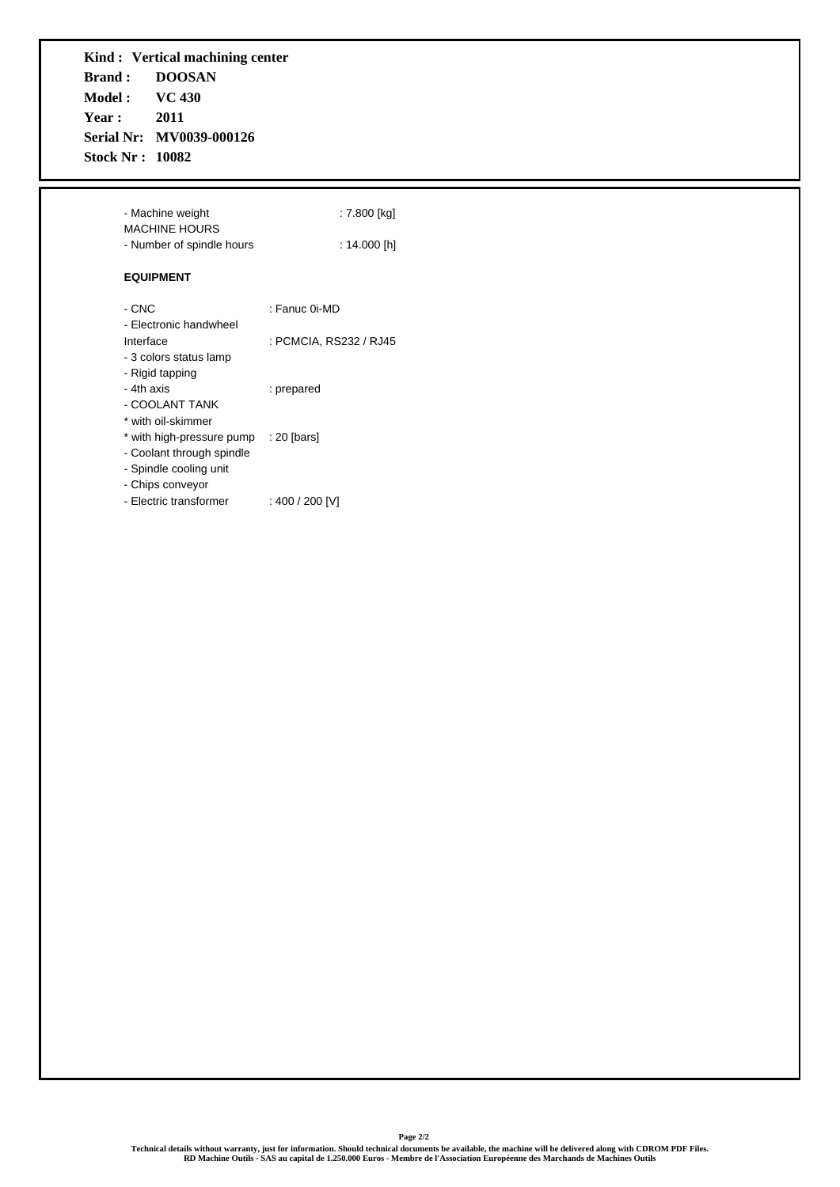**Kind : Vertical machining center**
**Brand : DOOSAN**
**Model : VC 430**
**Year : 2011**
**Serial Nr: MV0039-000126**
**Stock Nr : 10082**

| | |
|---|---|
| - Machine weight | : 7.800 [kg] |
| MACHINE HOURS | |
| - Number of spindle hours | : 14.000 [h] |

**EQUIPMENT**

| | |
|---|---|
| - CNC | : Fanuc 0i-MD |
| - Electronic handwheel | |
| Interface | : PCMCIA, RS232 / RJ45 |
| - 3 colors status lamp | |
| - Rigid tapping | |
| - 4th axis | : prepared |
| - COOLANT TANK | |
| * with oil-skimmer | |
| * with high-pressure pump | : 20 [bars] |
| - Coolant through spindle | |
| - Spindle cooling unit | |
| - Chips conveyor | |
| - Electric transformer | : 400 / 200 [V] |

Technical details without warranty, just for information. Should technical documents be available, the machine will be delivered along with CDROM PDF Files.
RD Machine Outils - SAS au capital de 1.250.000 Euros - Membre de l'Association Européenne des Marchands de Machines Outils